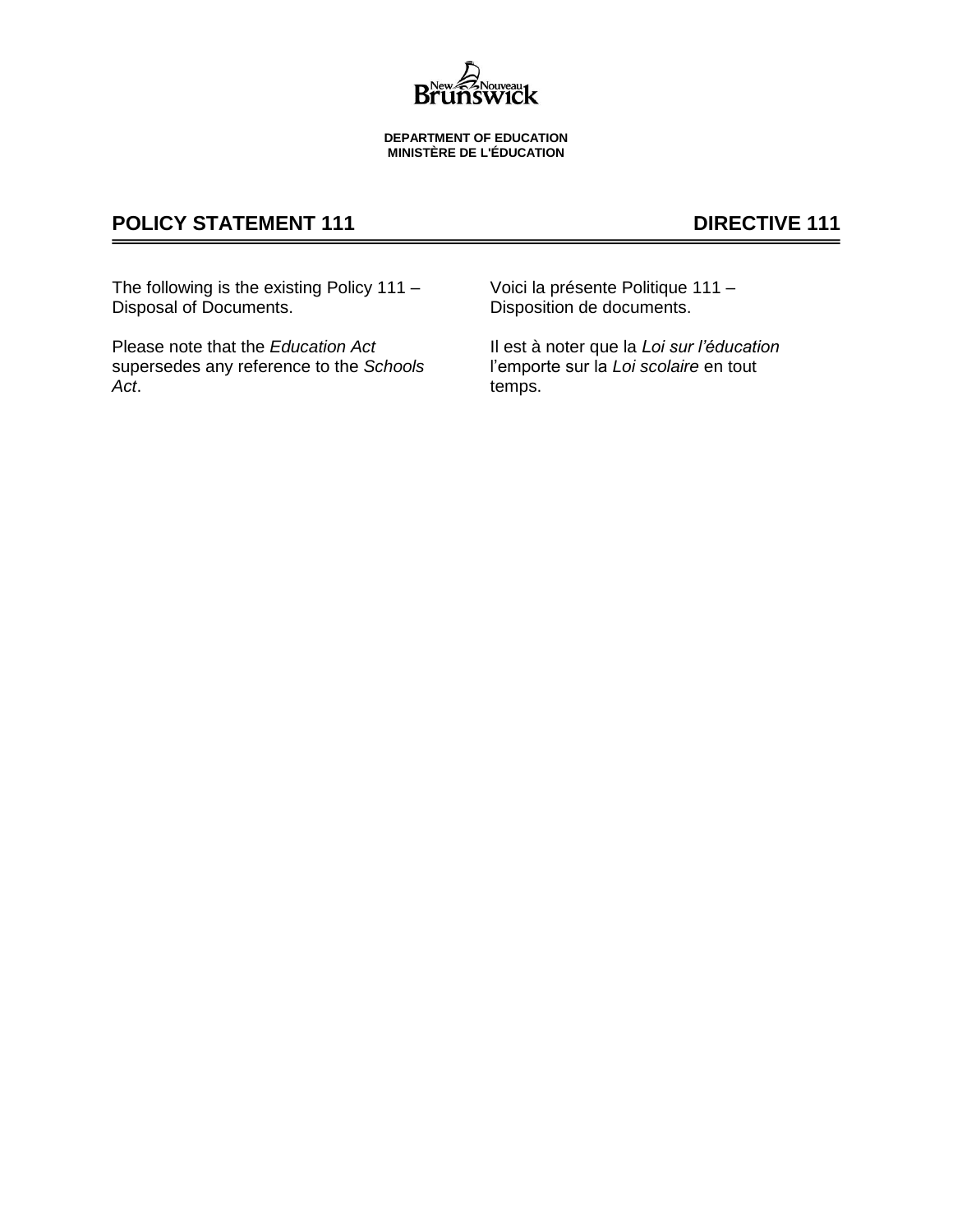**DEPARTMENT OF EDUCATION**
**MINISTÈRE DE L'ÉDUCATION**

# POLICY STATEMENT 111

The following is the existing Policy 111 – Disposal of Documents.

Please note that the *Education Act* supersedes any reference to the *Schools Act*.

# DIRECTIVE 111

Voici la présente Politique 111 – Disposition de documents.

Il est à noter que la *Loi sur l'éducation* l'emporte sur la *Loi scolaire* en tout temps.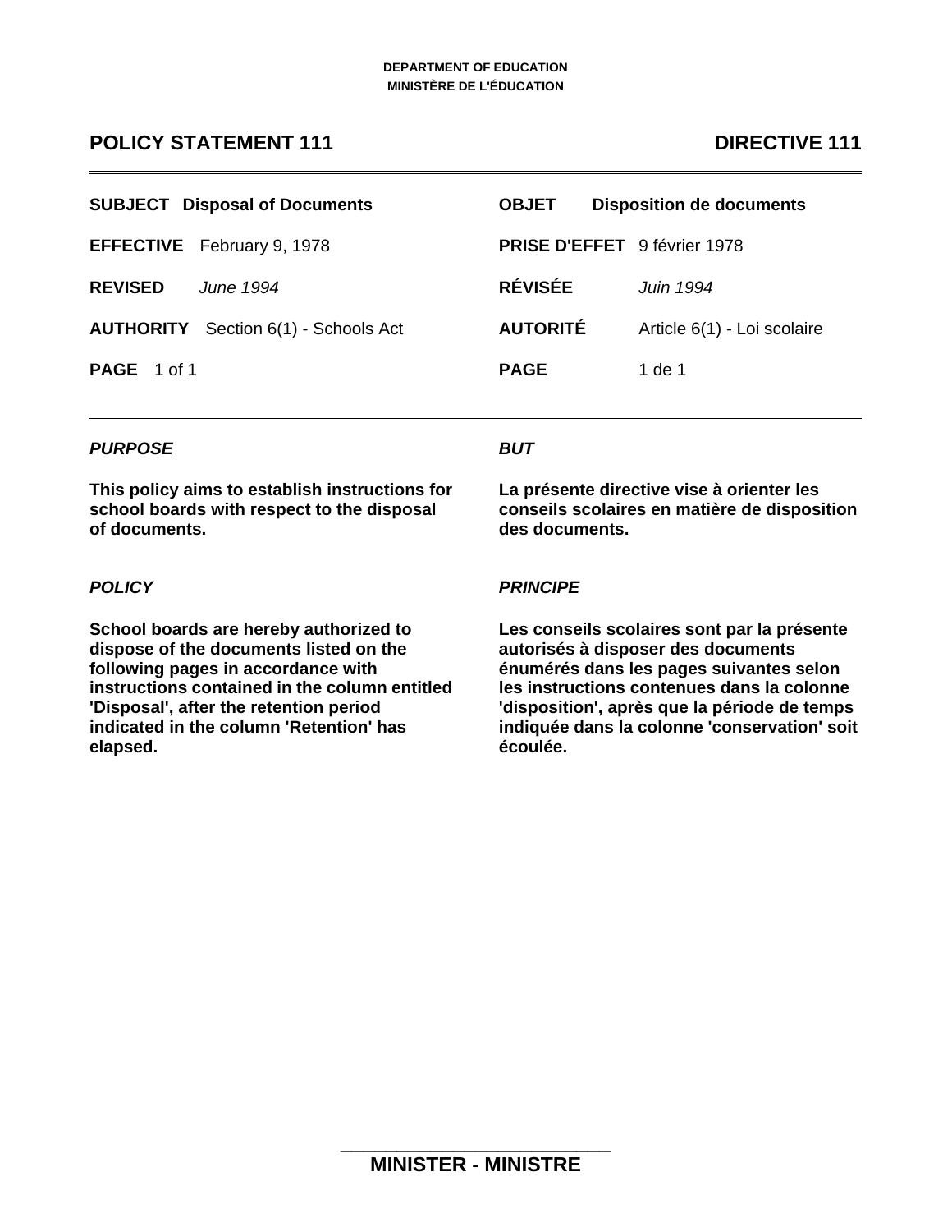DEPARTMENT OF EDUCATION
MINISTÈRE DE L'ÉDUCATION

## POLICY STATEMENT 111

## DIRECTIVE 111

| | | | |
|---|---|---|---|
| **SUBJECT** | **Disposal of Documents** | **OBJET** | **Disposition de documents** |
| **EFFECTIVE** | February 9, 1978 | **PRISE D'EFFET** | 9 février 1978 |
| **REVISED** | *June 1994* | **RÉVISÉE** | *Juin 1994* |
| **AUTHORITY** | Section 6(1) - Schools Act | **AUTORITÉ** | Article 6(1) - Loi scolaire |
| **PAGE** | 1 of 1 | **PAGE** | 1 de 1 |

### *PURPOSE*

**This policy aims to establish instructions for school boards with respect to the disposal of documents.**

### *POLICY*

**School boards are hereby authorized to dispose of the documents listed on the following pages in accordance with instructions contained in the column entitled 'Disposal', after the retention period indicated in the column 'Retention' has elapsed.**

### *BUT*

**La présente directive vise à orienter les conseils scolaires en matière de disposition des documents.**

### *PRINCIPE*

**Les conseils scolaires sont par la présente autorisés à disposer des documents énumérés dans les pages suivantes selon les instructions contenues dans la colonne 'disposition', après que la période de temps indiquée dans la colonne 'conservation' soit écoulée.**

**MINISTER - MINISTRE**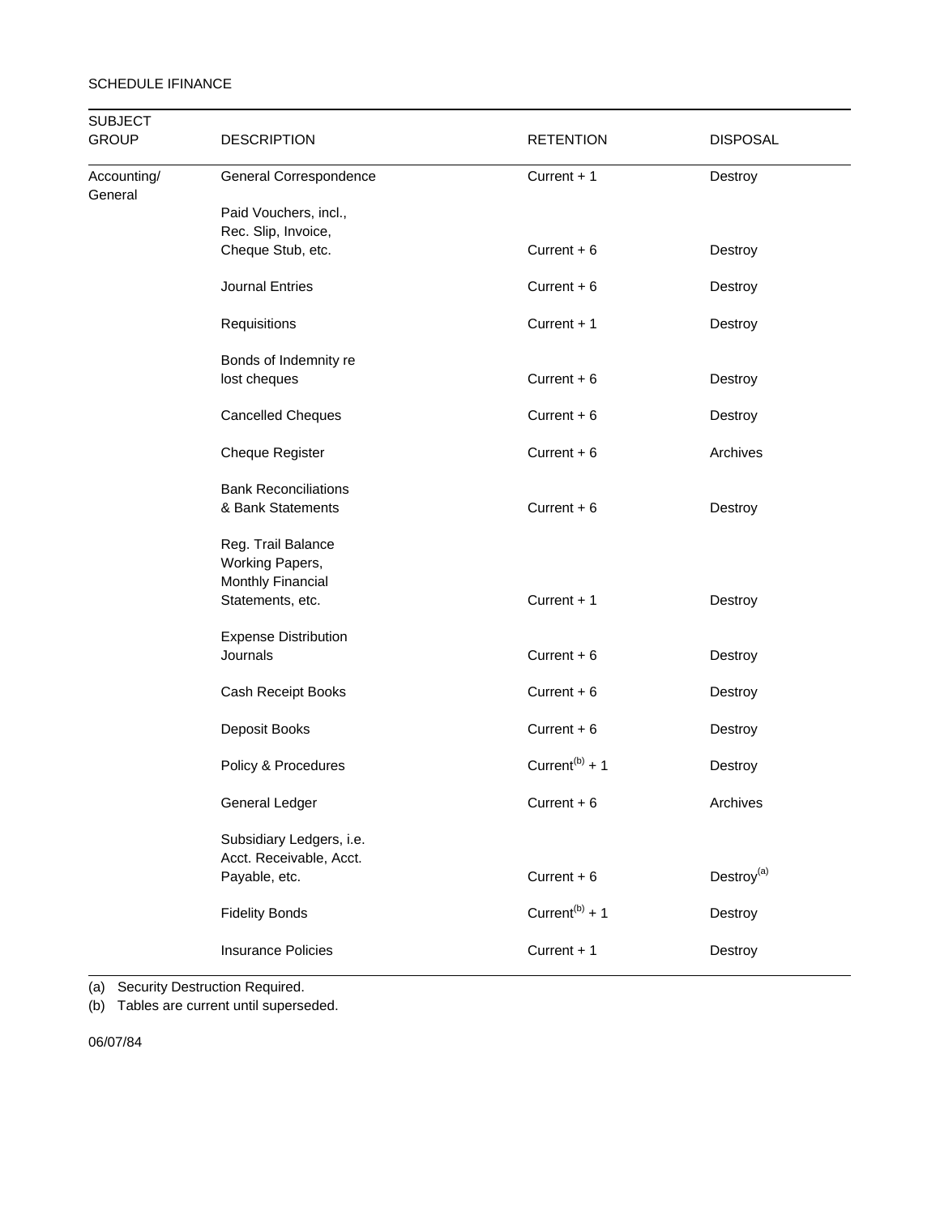SCHEDULE IFINANCE

| SUBJECT GROUP | DESCRIPTION | RETENTION | DISPOSAL |
| --- | --- | --- | --- |
| Accounting/ General | General Correspondence | Current + 1 | Destroy |
| | Paid Vouchers, incl., Rec. Slip, Invoice, Cheque Stub, etc. | Current + 6 | Destroy |
| | Journal Entries | Current + 6 | Destroy |
| | Requisitions | Current + 1 | Destroy |
| | Bonds of Indemnity re lost cheques | Current + 6 | Destroy |
| | Cancelled Cheques | Current + 6 | Destroy |
| | Cheque Register | Current + 6 | Archives |
| | Bank Reconciliations & Bank Statements | Current + 6 | Destroy |
| | Reg. Trail Balance Working Papers, Monthly Financial Statements, etc. | Current + 1 | Destroy |
| | Expense Distribution Journals | Current + 6 | Destroy |
| | Cash Receipt Books | Current + 6 | Destroy |
| | Deposit Books | Current + 6 | Destroy |
| | Policy & Procedures | Current[(b)] + 1 | Destroy |
| | General Ledger | Current + 6 | Archives |
| | Subsidiary Ledgers, i.e. Acct. Receivable, Acct. Payable, etc. | Current + 6 | Destroy[(a)] |
| | Fidelity Bonds | Current[(b)] + 1 | Destroy |
| | Insurance Policies | Current + 1 | Destroy |

(a) Security Destruction Required.
(b) Tables are current until superseded.

06/07/84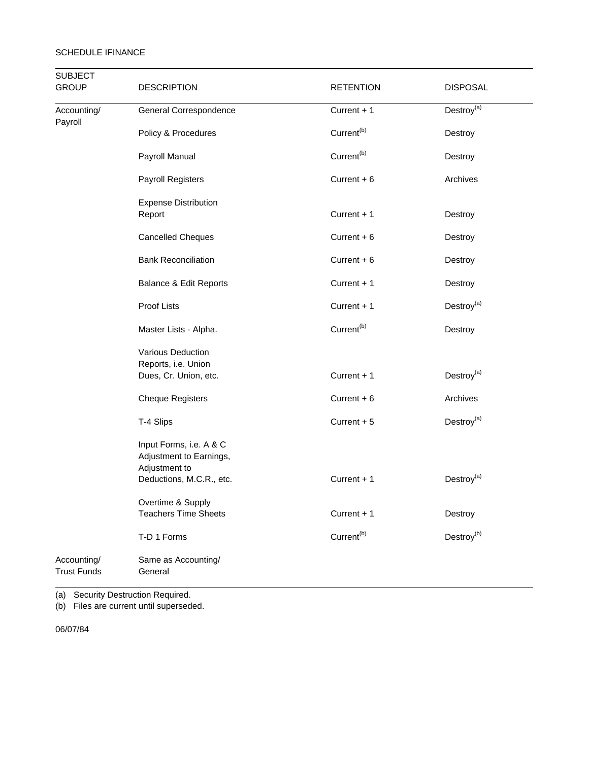SCHEDULE IFINANCE

| SUBJECT GROUP | DESCRIPTION | RETENTION | DISPOSAL |
|---|---|---|---|
| Accounting/ Payroll | General Correspondence | Current + 1 | Destroy[(a)] |
| | Policy & Procedures | Current[(b)] | Destroy |
| | Payroll Manual | Current[(b)] | Destroy |
| | Payroll Registers | Current + 6 | Archives |
| | Expense Distribution Report | Current + 1 | Destroy |
| | Cancelled Cheques | Current + 6 | Destroy |
| | Bank Reconciliation | Current + 6 | Destroy |
| | Balance & Edit Reports | Current + 1 | Destroy |
| | Proof Lists | Current + 1 | Destroy[(a)] |
| | Master Lists - Alpha. | Current[(b)] | Destroy |
| | Various Deduction Reports, i.e. Union Dues, Cr. Union, etc. | Current + 1 | Destroy[(a)] |
| | Cheque Registers | Current + 6 | Archives |
| | T-4 Slips | Current + 5 | Destroy[(a)] |
| | Input Forms, i.e. A & C Adjustment to Earnings, Adjustment to Deductions, M.C.R., etc. | Current + 1 | Destroy[(a)] |
| | Overtime & Supply Teachers Time Sheets | Current + 1 | Destroy |
| | T-D 1 Forms | Current[(b)] | Destroy[(b)] |
| Accounting/ Trust Funds | Same as Accounting/ General | | |

(a) Security Destruction Required.
(b) Files are current until superseded.

06/07/84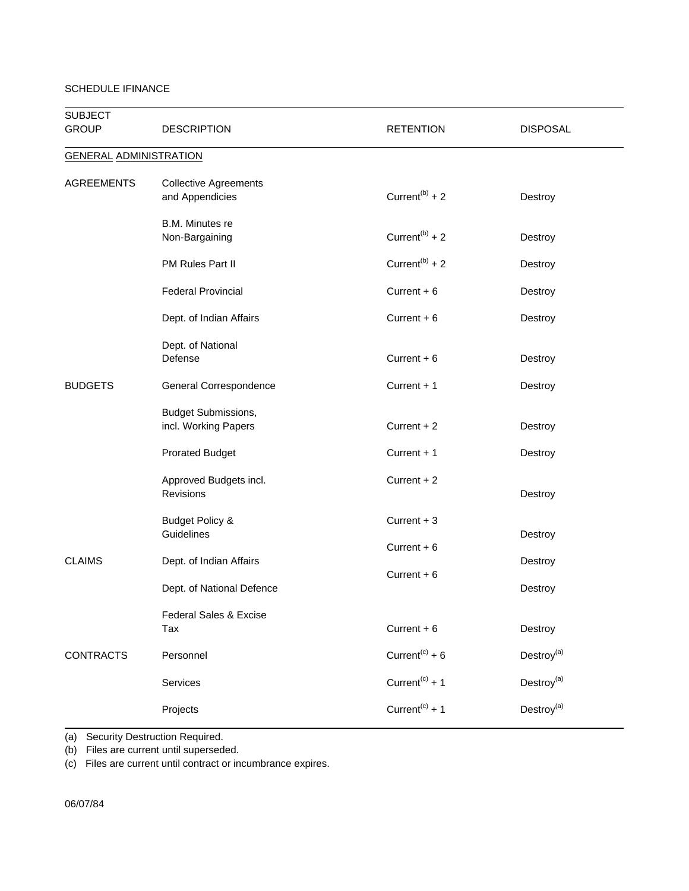SCHEDULE IFINANCE

| SUBJECT GROUP | DESCRIPTION | RETENTION | DISPOSAL |
|---|---|---|---|
| GENERAL ADMINISTRATION | | | |
| AGREEMENTS | Collective Agreements and Appendicies | Current[b] + 2 | Destroy |
| | B.M. Minutes re Non-Bargaining | Current[b] + 2 | Destroy |
| | PM Rules Part II | Current[b] + 2 | Destroy |
| | Federal Provincial | Current + 6 | Destroy |
| | Dept. of Indian Affairs | Current + 6 | Destroy |
| | Dept. of National Defense | Current + 6 | Destroy |
| BUDGETS | General Correspondence | Current + 1 | Destroy |
| | Budget Submissions, incl. Working Papers | Current + 2 | Destroy |
| | Prorated Budget | Current + 1 | Destroy |
| | Approved Budgets incl. Revisions | Current + 2 | Destroy |
| | Budget Policy & Guidelines | Current + 3 | Destroy |
| CLAIMS | Dept. of Indian Affairs | Current + 6 | Destroy |
| | Dept. of National Defence | Current + 6 | Destroy |
| | Federal Sales & Excise Tax | Current + 6 | Destroy |
| CONTRACTS | Personnel | Current[c] + 6 | Destroy[a] |
| | Services | Current[c] + 1 | Destroy[a] |
| | Projects | Current[c] + 1 | Destroy[a] |

(a) Security Destruction Required.
(b) Files are current until superseded.
(c) Files are current until contract or incumbrance expires.

06/07/84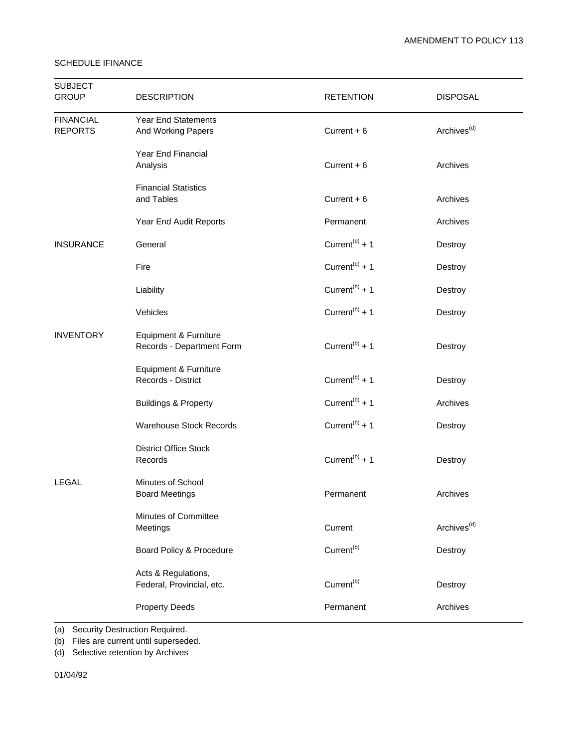AMENDMENT TO POLICY 113

SCHEDULE IFINANCE

| SUBJECT GROUP | DESCRIPTION | RETENTION | DISPOSAL |
|---|---|---|---|
| FINANCIAL REPORTS | Year End Statements And Working Papers | Current + 6 | Archives[(d)] |
| | Year End Financial Analysis | Current + 6 | Archives |
| | Financial Statistics and Tables | Current + 6 | Archives |
| | Year End Audit Reports | Permanent | Archives |
| INSURANCE | General | Current[(b)] + 1 | Destroy |
| | Fire | Current[(b)] + 1 | Destroy |
| | Liability | Current[(b)] + 1 | Destroy |
| | Vehicles | Current[(b)] + 1 | Destroy |
| INVENTORY | Equipment & Furniture Records - Department Form | Current[(b)] + 1 | Destroy |
| | Equipment & Furniture Records - District | Current[(b)] + 1 | Destroy |
| | Buildings & Property | Current[(b)] + 1 | Archives |
| | Warehouse Stock Records | Current[(b)] + 1 | Destroy |
| | District Office Stock Records | Current[(b)] + 1 | Destroy |
| LEGAL | Minutes of School Board Meetings | Permanent | Archives |
| | Minutes of Committee Meetings | Current | Archives[(d)] |
| | Board Policy & Procedure | Current[(b)] | Destroy |
| | Acts & Regulations, Federal, Provincial, etc. | Current[(b)] | Destroy |
| | Property Deeds | Permanent | Archives |

(a) Security Destruction Required.
(b) Files are current until superseded.
(d) Selective retention by Archives

01/04/92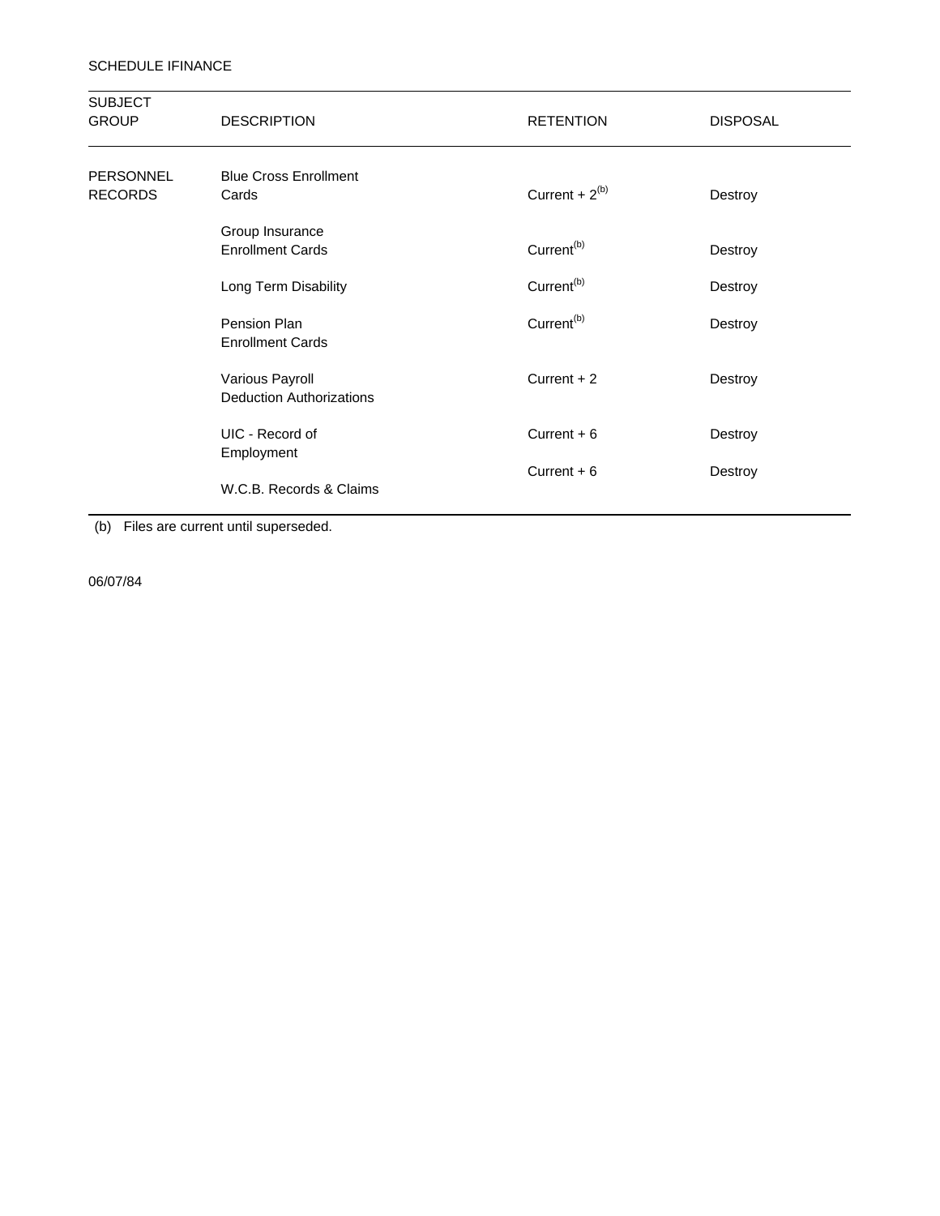SCHEDULE IFINANCE

| SUBJECT GROUP | DESCRIPTION | RETENTION | DISPOSAL |
| --- | --- | --- | --- |
| PERSONNEL RECORDS | Blue Cross Enrollment Cards | Current + 2[(b)] | Destroy |
| | Group Insurance Enrollment Cards | Current[(b)] | Destroy |
| | Long Term Disability | Current[(b)] | Destroy |
| | Pension Plan Enrollment Cards | Current[(b)] | Destroy |
| | Various Payroll Deduction Authorizations | Current + 2 | Destroy |
| | UIC - Record of Employment | Current + 6 | Destroy |
| | W.C.B. Records & Claims | Current + 6 | Destroy |

(b) Files are current until superseded.

06/07/84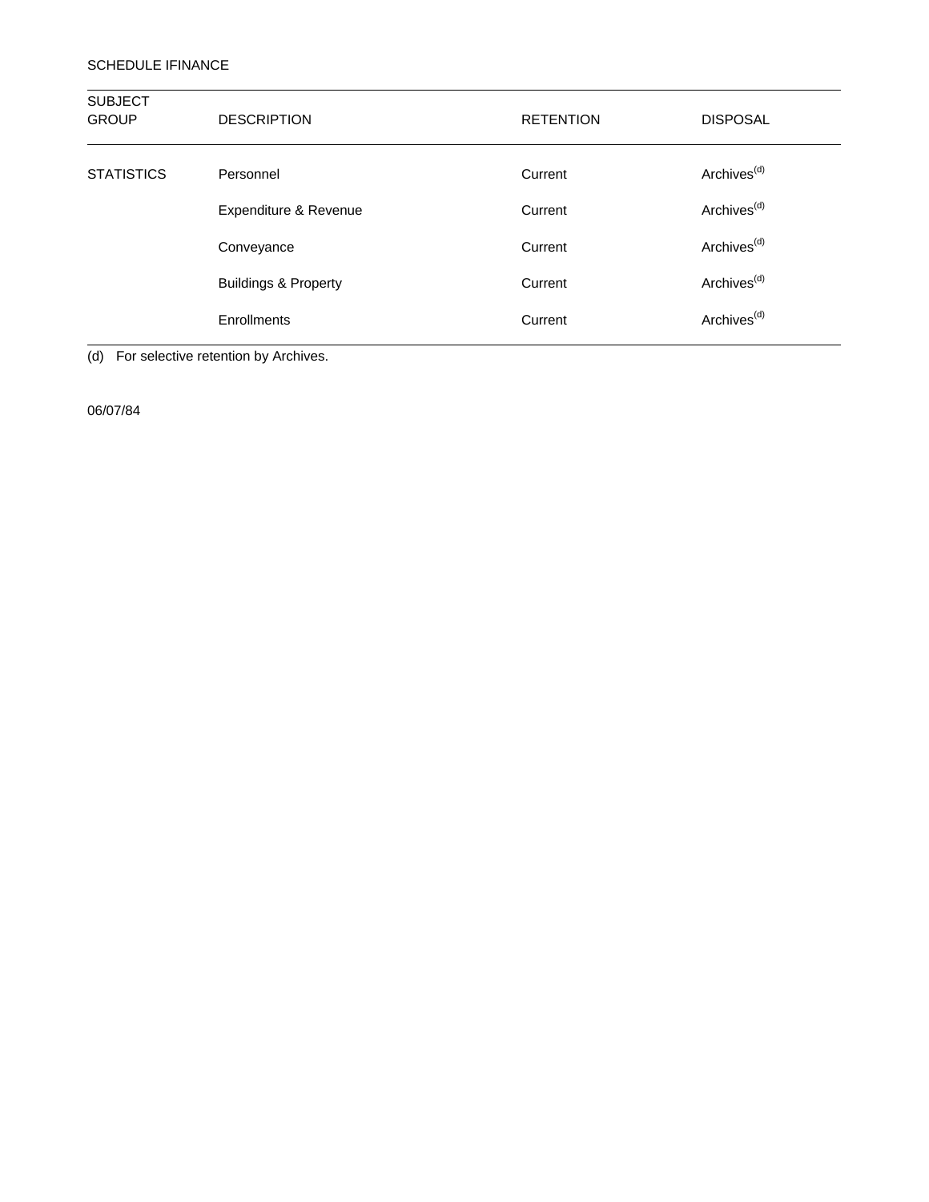SCHEDULE IFINANCE

| SUBJECT GROUP | DESCRIPTION | RETENTION | DISPOSAL |
|---|---|---|---|
| STATISTICS | Personnel | Current | Archives[d] |
| | Expenditure & Revenue | Current | Archives[d] |
| | Conveyance | Current | Archives[d] |
| | Buildings & Property | Current | Archives[d] |
| | Enrollments | Current | Archives[d] |

(d) For selective retention by Archives.

06/07/84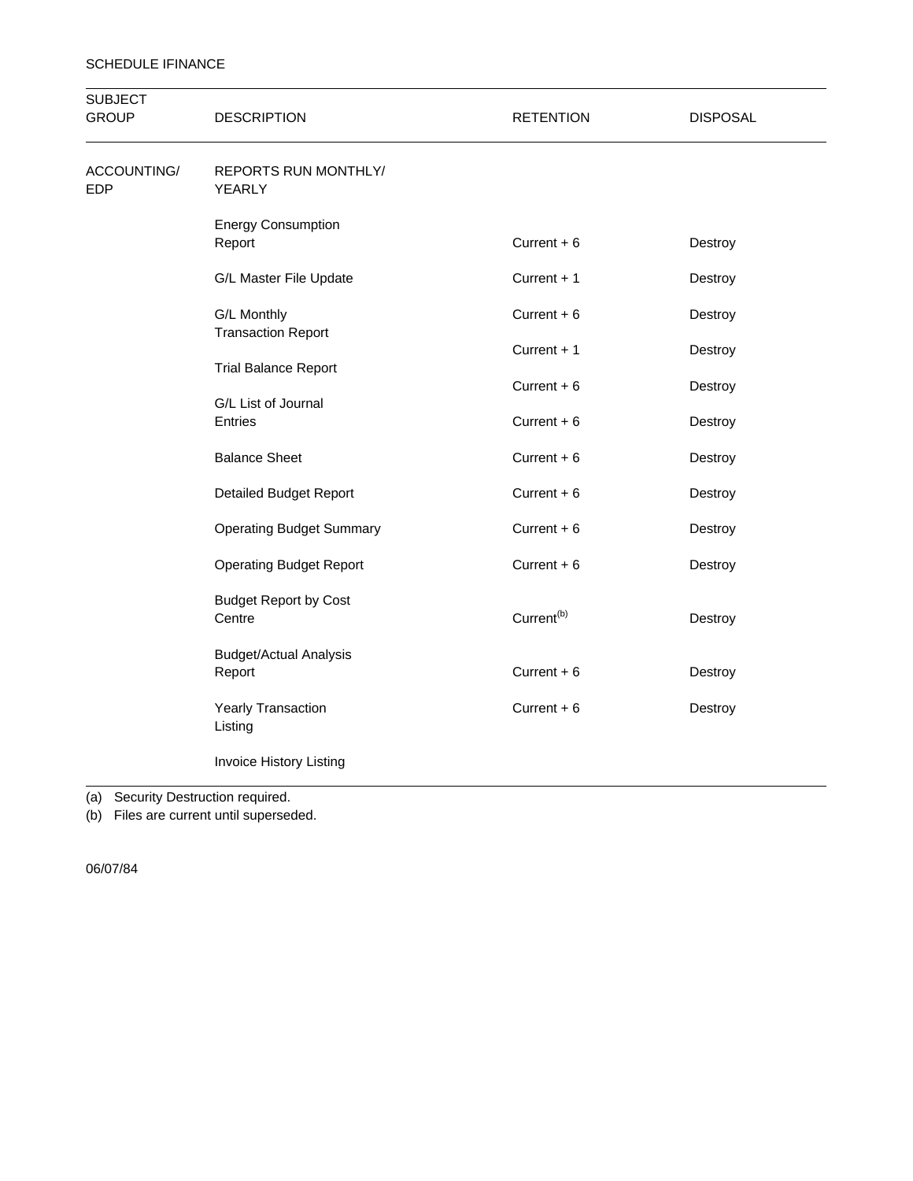SCHEDULE IFINANCE

| SUBJECT GROUP | DESCRIPTION | RETENTION | DISPOSAL |
|---|---|---|---|
| ACCOUNTING/ EDP | REPORTS RUN MONTHLY/ YEARLY | | |
| | Energy Consumption Report | Current + 6 | Destroy |
| | G/L Master File Update | Current + 1 | Destroy |
| | G/L Monthly Transaction Report | Current + 6 | Destroy |
| | | Current + 1 | Destroy |
| | Trial Balance Report | | |
| | | Current + 6 | Destroy |
| | G/L List of Journal Entries | Current + 6 | Destroy |
| | Balance Sheet | Current + 6 | Destroy |
| | Detailed Budget Report | Current + 6 | Destroy |
| | Operating Budget Summary | Current + 6 | Destroy |
| | Operating Budget Report | Current + 6 | Destroy |
| | Budget Report by Cost Centre | Current(b) | Destroy |
| | Budget/Actual Analysis Report | Current + 6 | Destroy |
| | Yearly Transaction Listing | Current + 6 | Destroy |
| | Invoice History Listing | | |

(a) Security Destruction required.
(b) Files are current until superseded.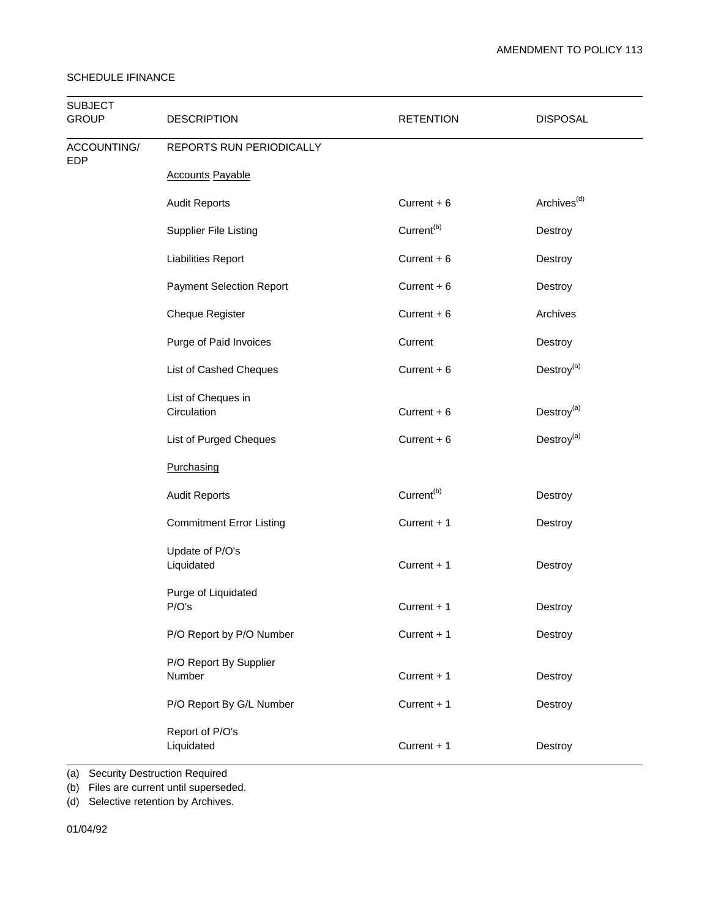AMENDMENT TO POLICY 113

SCHEDULE IFINANCE

| SUBJECT GROUP | DESCRIPTION | RETENTION | DISPOSAL |
|---|---|---|---|
| ACCOUNTING/ EDP | REPORTS RUN PERIODICALLY | | |
| | Accounts Payable | | |
| | Audit Reports | Current + 6 | Archives[d] |
| | Supplier File Listing | Current[b] | Destroy |
| | Liabilities Report | Current + 6 | Destroy |
| | Payment Selection Report | Current + 6 | Destroy |
| | Cheque Register | Current + 6 | Archives |
| | Purge of Paid Invoices | Current | Destroy |
| | List of Cashed Cheques | Current + 6 | Destroy[a] |
| | List of Cheques in Circulation | Current + 6 | Destroy[a] |
| | List of Purged Cheques | Current + 6 | Destroy[a] |
| | Purchasing | | |
| | Audit Reports | Current[b] | Destroy |
| | Commitment Error Listing | Current + 1 | Destroy |
| | Update of P/O's Liquidated | Current + 1 | Destroy |
| | Purge of Liquidated P/O's | Current + 1 | Destroy |
| | P/O Report by P/O Number | Current + 1 | Destroy |
| | P/O Report By Supplier Number | Current + 1 | Destroy |
| | P/O Report By G/L Number | Current + 1 | Destroy |
| | Report of P/O's Liquidated | Current + 1 | Destroy |

(a) Security Destruction Required
(b) Files are current until superseded.
(d) Selective retention by Archives.

01/04/92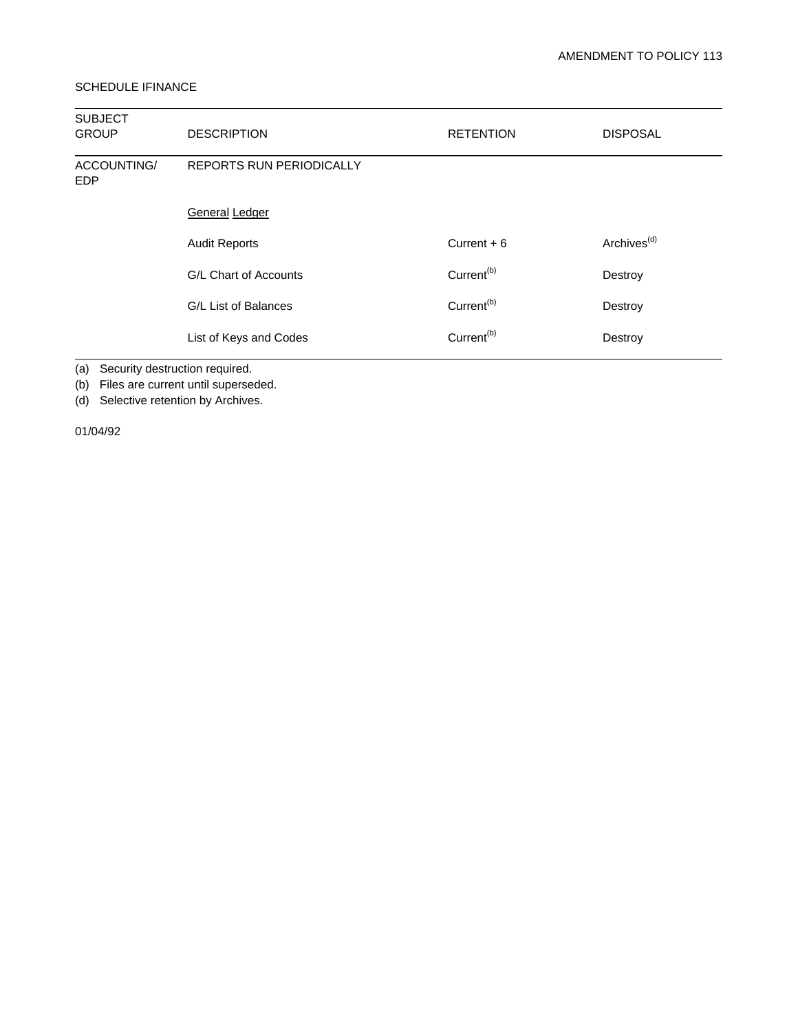AMENDMENT TO POLICY 113

SCHEDULE IFINANCE

| SUBJECT GROUP | DESCRIPTION | RETENTION | DISPOSAL |
|---|---|---|---|
| ACCOUNTING/ EDP | REPORTS RUN PERIODICALLY | | |
| | General Ledger | | |
| | Audit Reports | Current + 6 | Archives[(d)] |
| | G/L Chart of Accounts | Current[(b)] | Destroy |
| | G/L List of Balances | Current[(b)] | Destroy |
| | List of Keys and Codes | Current[(b)] | Destroy |

(a) Security destruction required.
(b) Files are current until superseded.
(d) Selective retention by Archives.

01/04/92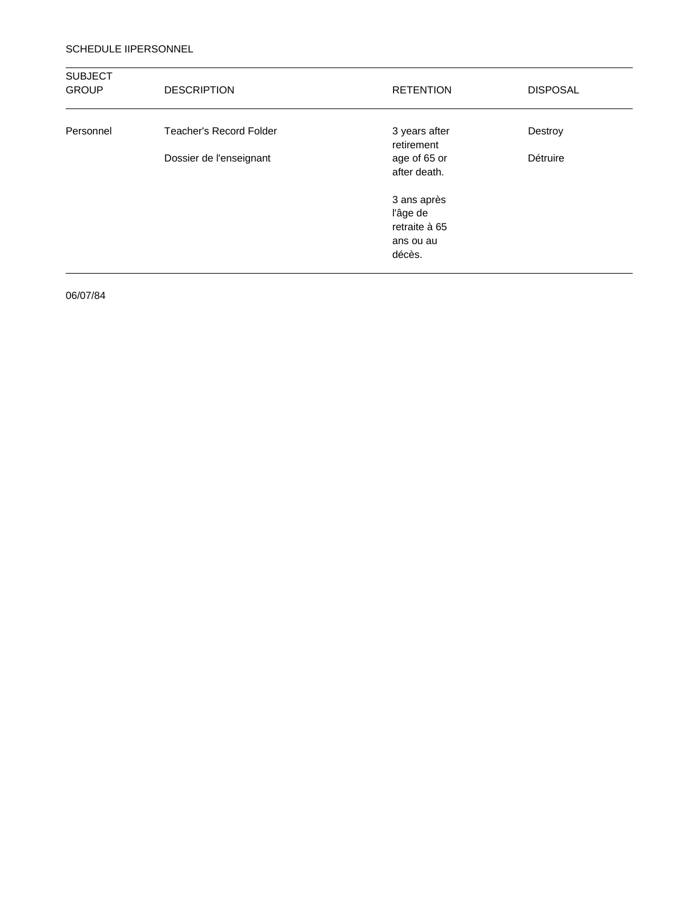SCHEDULE IIPERSONNEL

| SUBJECT GROUP | DESCRIPTION | RETENTION | DISPOSAL |
|---|---|---|---|
| Personnel | Teacher's Record Folder<br><br>Dossier de l'enseignant | 3 years after retirement age of 65 or after death.<br><br>3 ans après l'âge de retraite à 65 ans ou au décès. | Destroy<br><br>Détruire |

06/07/84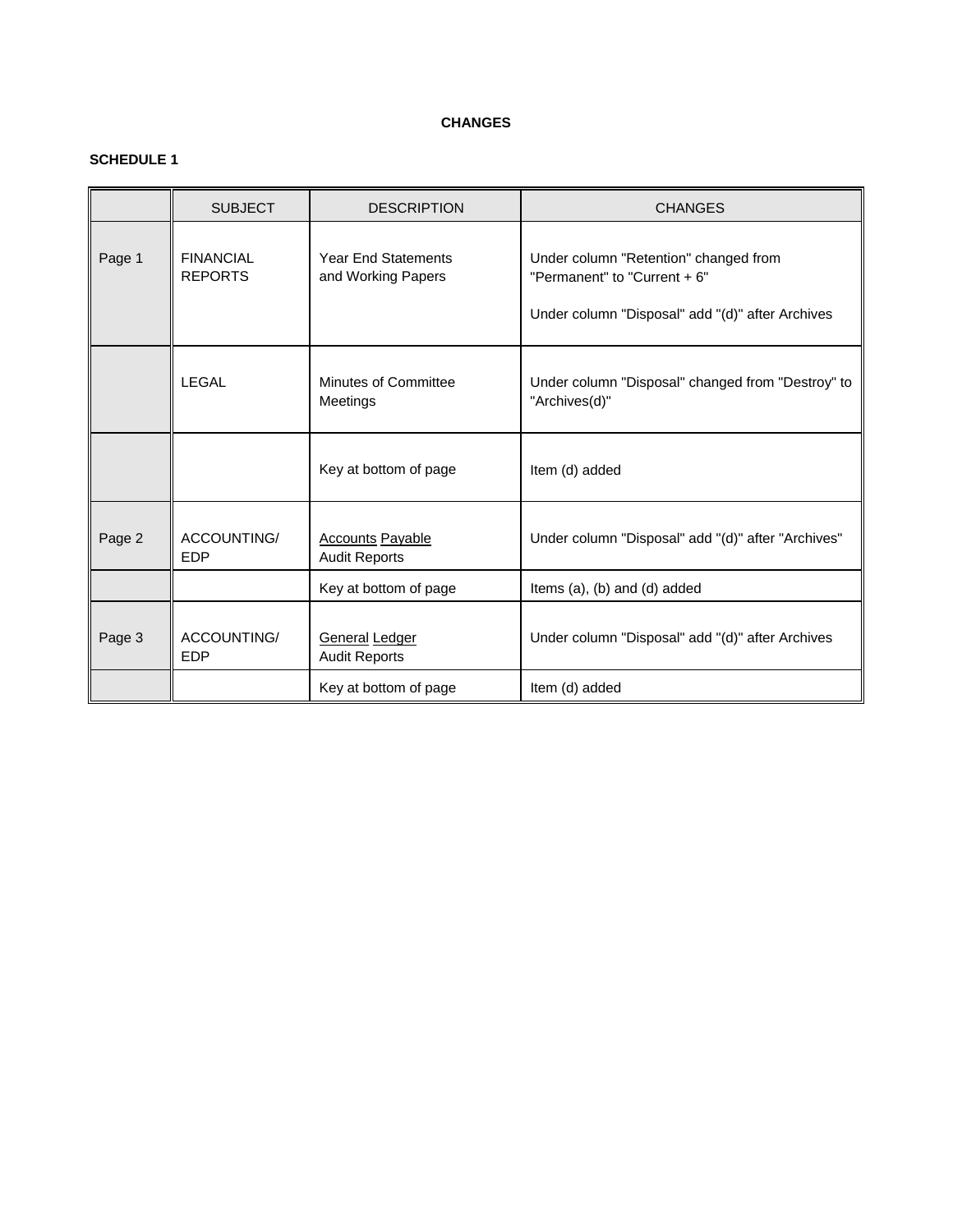**CHANGES**

**SCHEDULE 1**

| | SUBJECT | DESCRIPTION | CHANGES |
|---|---|---|---|
| Page 1 | FINANCIAL REPORTS | Year End Statements and Working Papers | Under column "Retention" changed from "Permanent" to "Current + 6"<br><br>Under column "Disposal" add "(d)" after Archives |
| | LEGAL | Minutes of Committee Meetings | Under column "Disposal" changed from "Destroy" to "Archives(d)" |
| | | Key at bottom of page | Item (d) added |
| Page 2 | ACCOUNTING/ EDP | <u>Accounts</u> <u>Payable</u> Audit Reports | Under column "Disposal" add "(d)" after "Archives" |
| | | Key at bottom of page | Items (a), (b) and (d) added |
| Page 3 | ACCOUNTING/ EDP | <u>General</u> <u>Ledger</u> Audit Reports | Under column "Disposal" add "(d)" after Archives |
| | | Key at bottom of page | Item (d) added |